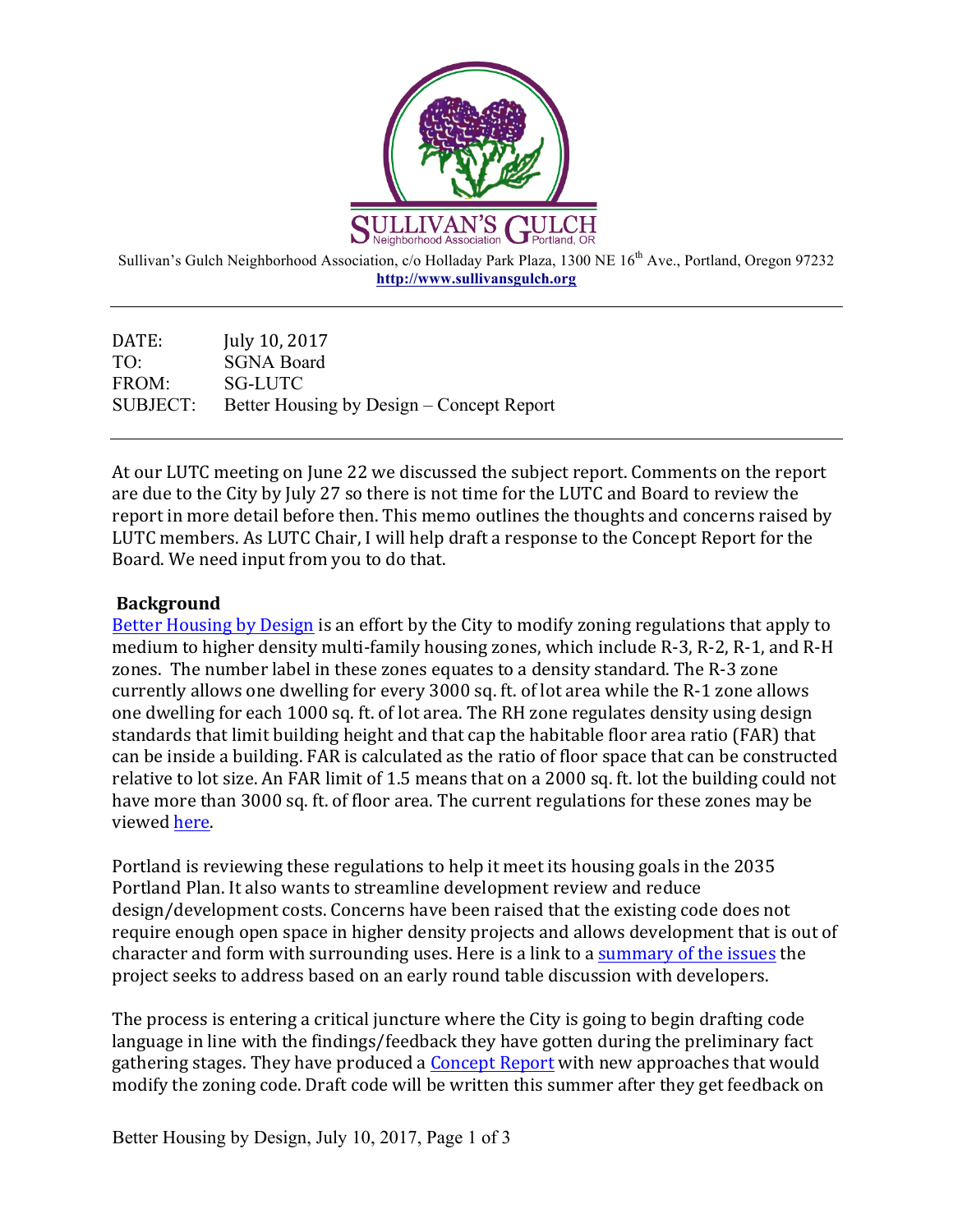SULLIVAN'S GULCH Neighborhood Association Portland, OR

Sullivan's Gulch Neighborhood Association, c/o Holladay Park Plaza, 1300 NE 16th Ave., Portland, Oregon 97232
**http://www.sullivansgulch.org**

---

DATE: July 10, 2017
TO: SGNA Board
FROM: SG-LUTC
SUBJECT: Better Housing by Design – Concept Report

---

At our LUTC meeting on June 22 we discussed the subject report. Comments on the report are due to the City by July 27 so there is not time for the LUTC and Board to review the report in more detail before then. This memo outlines the thoughts and concerns raised by LUTC members. As LUTC Chair, I will help draft a response to the Concept Report for the Board. We need input from you to do that.

## Background

Better Housing by Design is an effort by the City to modify zoning regulations that apply to medium to higher density multi-family housing zones, which include R-3, R-2, R-1, and R-H zones. The number label in these zones equates to a density standard. The R-3 zone currently allows one dwelling for every 3000 sq. ft. of lot area while the R-1 zone allows one dwelling for each 1000 sq. ft. of lot area. The RH zone regulates density using design standards that limit building height and that cap the habitable floor area ratio (FAR) that can be inside a building. FAR is calculated as the ratio of floor space that can be constructed relative to lot size. An FAR limit of 1.5 means that on a 2000 sq. ft. lot the building could not have more than 3000 sq. ft. of floor area. The current regulations for these zones may be viewed here.

Portland is reviewing these regulations to help it meet its housing goals in the 2035 Portland Plan. It also wants to streamline development review and reduce design/development costs. Concerns have been raised that the existing code does not require enough open space in higher density projects and allows development that is out of character and form with surrounding uses. Here is a link to a summary of the issues the project seeks to address based on an early round table discussion with developers.

The process is entering a critical juncture where the City is going to begin drafting code language in line with the findings/feedback they have gotten during the preliminary fact gathering stages. They have produced a Concept Report with new approaches that would modify the zoning code. Draft code will be written this summer after they get feedback on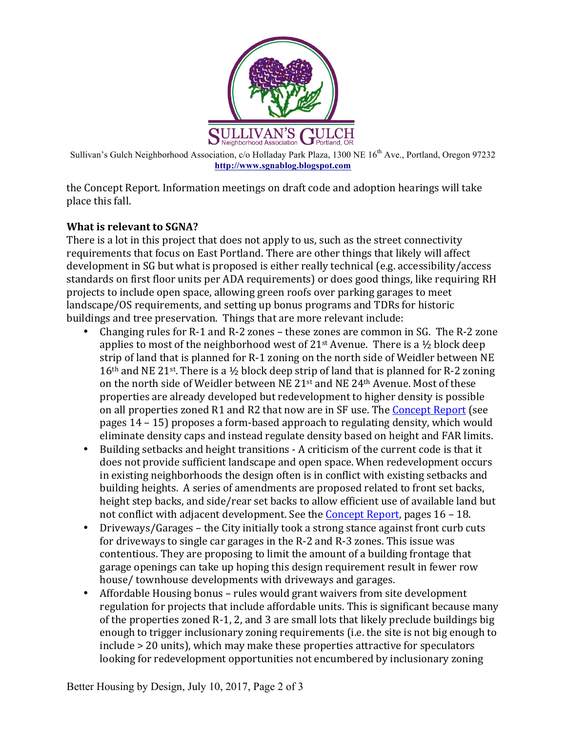the Concept Report. Information meetings on draft code and adoption hearings will take place this fall.

**What is relevant to SGNA?**

There is a lot in this project that does not apply to us, such as the street connectivity requirements that focus on East Portland. There are other things that likely will affect development in SG but what is proposed is either really technical (e.g. accessibility/access standards on first floor units per ADA requirements) or does good things, like requiring RH projects to include open space, allowing green roofs over parking garages to meet landscape/OS requirements, and setting up bonus programs and TDRs for historic buildings and tree preservation. Things that are more relevant include:

- Changing rules for R-1 and R-2 zones – these zones are common in SG. The R-2 zone applies to most of the neighborhood west of 21st Avenue. There is a ½ block deep strip of land that is planned for R-1 zoning on the north side of Weidler between NE 16th and NE 21st. There is a ½ block deep strip of land that is planned for R-2 zoning on the north side of Weidler between NE 21st and NE 24th Avenue. Most of these properties are already developed but redevelopment to higher density is possible on all properties zoned R1 and R2 that now are in SF use. The Concept Report (see pages 14 – 15) proposes a form-based approach to regulating density, which would eliminate density caps and instead regulate density based on height and FAR limits.
- Building setbacks and height transitions - A criticism of the current code is that it does not provide sufficient landscape and open space. When redevelopment occurs in existing neighborhoods the design often is in conflict with existing setbacks and building heights. A series of amendments are proposed related to front set backs, height step backs, and side/rear set backs to allow efficient use of available land but not conflict with adjacent development. See the Concept Report, pages 16 – 18.
- Driveways/Garages – the City initially took a strong stance against front curb cuts for driveways to single car garages in the R-2 and R-3 zones. This issue was contentious. They are proposing to limit the amount of a building frontage that garage openings can take up hoping this design requirement result in fewer row house/ townhouse developments with driveways and garages.
- Affordable Housing bonus – rules would grant waivers from site development regulation for projects that include affordable units. This is significant because many of the properties zoned R-1, 2, and 3 are small lots that likely preclude buildings big enough to trigger inclusionary zoning requirements (i.e. the site is not big enough to include > 20 units), which may make these properties attractive for speculators looking for redevelopment opportunities not encumbered by inclusionary zoning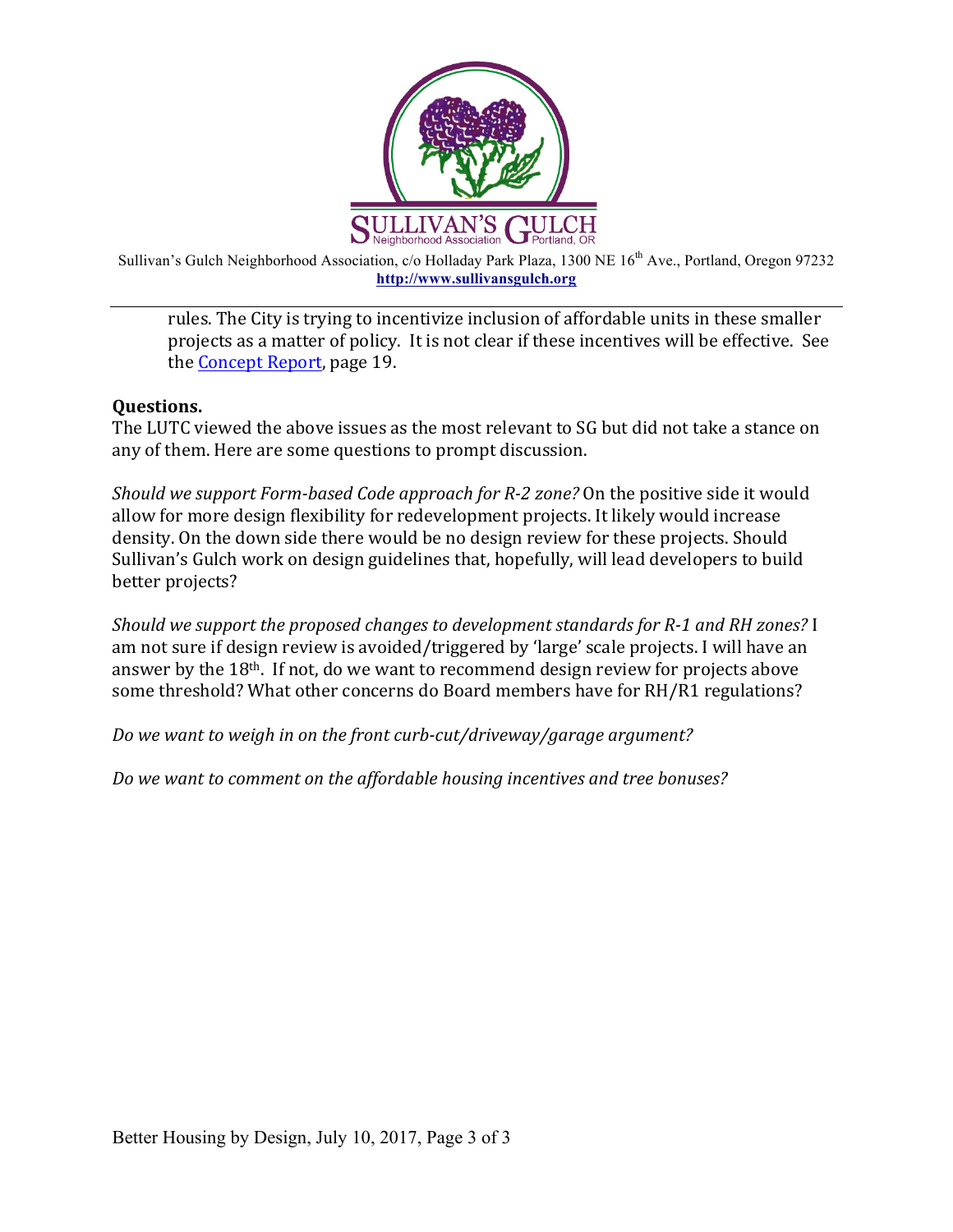rules. The City is trying to incentivize inclusion of affordable units in these smaller projects as a matter of policy. It is not clear if these incentives will be effective. See the Concept Report, page 19.

**Questions.**

The LUTC viewed the above issues as the most relevant to SG but did not take a stance on any of them. Here are some questions to prompt discussion.

*Should we support Form-based Code approach for R-2 zone?* On the positive side it would allow for more design flexibility for redevelopment projects. It likely would increase density. On the down side there would be no design review for these projects. Should Sullivan's Gulch work on design guidelines that, hopefully, will lead developers to build better projects?

*Should we support the proposed changes to development standards for R-1 and RH zones?* I am not sure if design review is avoided/triggered by 'large' scale projects. I will have an answer by the 18th. If not, do we want to recommend design review for projects above some threshold? What other concerns do Board members have for RH/R1 regulations?

*Do we want to weigh in on the front curb-cut/driveway/garage argument?*

*Do we want to comment on the affordable housing incentives and tree bonuses?*